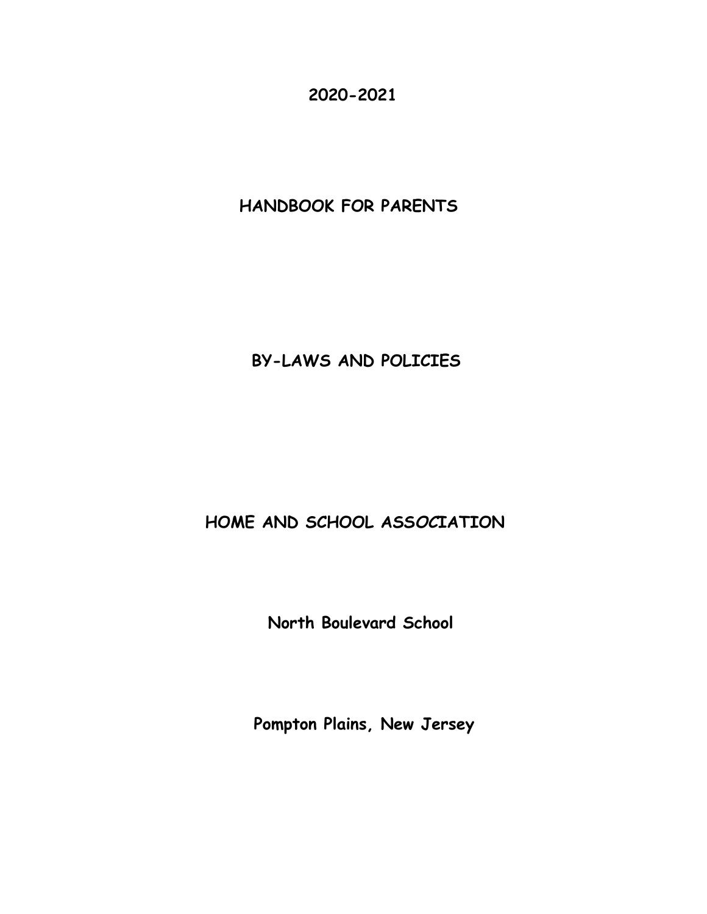# 2020-2021

# HANDBOOK FOR PARENTS

# BY-LAWS AND POLICIES

# HOME AND SCHOOL ASSOCIATION

## North Boulevard School

## Pompton Plains, New Jersey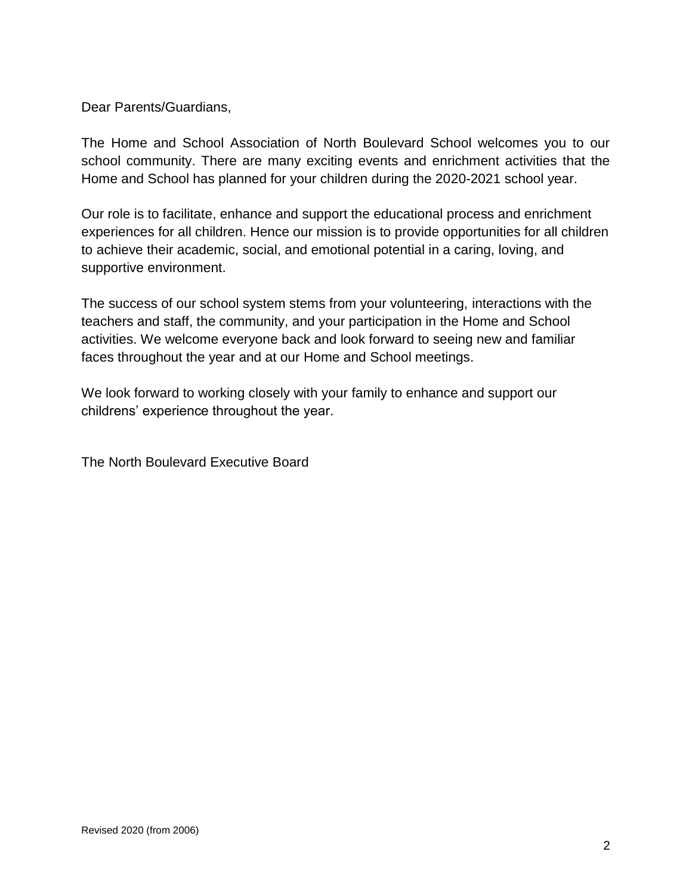Dear Parents/Guardians,

The Home and School Association of North Boulevard School welcomes you to our school community. There are many exciting events and enrichment activities that the Home and School has planned for your children during the 2020-2021 school year.

Our role is to facilitate, enhance and support the educational process and enrichment experiences for all children. Hence our mission is to provide opportunities for all children to achieve their academic, social, and emotional potential in a caring, loving, and supportive environment.

The success of our school system stems from your volunteering, interactions with the teachers and staff, the community, and your participation in the Home and School activities. We welcome everyone back and look forward to seeing new and familiar faces throughout the year and at our Home and School meetings.

We look forward to working closely with your family to enhance and support our childrens' experience throughout the year.

The North Boulevard Executive Board

Revised 2020 (from 2006)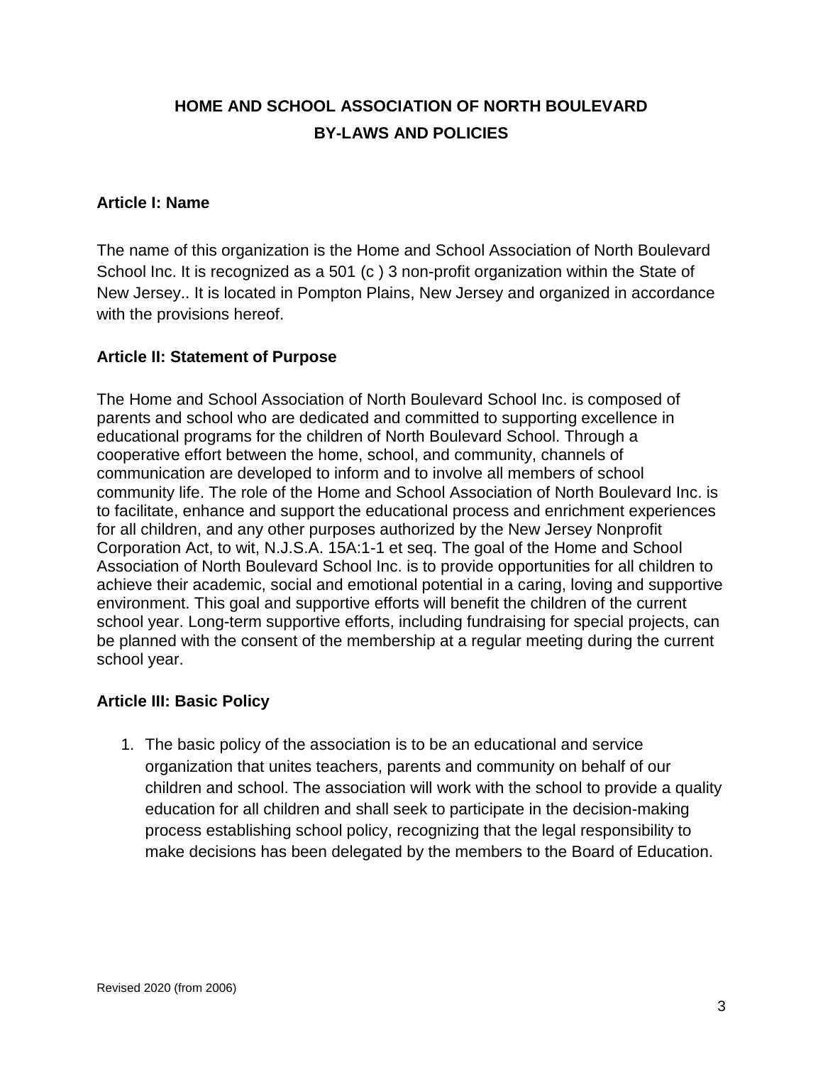# HOME AND SCHOOL ASSOCIATION OF NORTH BOULEVARD
# BY-LAWS AND POLICIES

## Article I: Name

The name of this organization is the Home and School Association of North Boulevard School Inc. It is recognized as a 501 (c ) 3 non-profit organization within the State of New Jersey.. It is located in Pompton Plains, New Jersey and organized in accordance with the provisions hereof.

## Article II: Statement of Purpose

The Home and School Association of North Boulevard School Inc. is composed of parents and school who are dedicated and committed to supporting excellence in educational programs for the children of North Boulevard School. Through a cooperative effort between the home, school, and community, channels of communication are developed to inform and to involve all members of school community life. The role of the Home and School Association of North Boulevard Inc. is to facilitate, enhance and support the educational process and enrichment experiences for all children, and any other purposes authorized by the New Jersey Nonprofit Corporation Act, to wit, N.J.S.A. 15A:1-1 et seq. The goal of the Home and School Association of North Boulevard School Inc. is to provide opportunities for all children to achieve their academic, social and emotional potential in a caring, loving and supportive environment. This goal and supportive efforts will benefit the children of the current school year. Long-term supportive efforts, including fundraising for special projects, can be planned with the consent of the membership at a regular meeting during the current school year.

## Article III: Basic Policy

1. The basic policy of the association is to be an educational and service organization that unites teachers, parents and community on behalf of our children and school. The association will work with the school to provide a quality education for all children and shall seek to participate in the decision-making process establishing school policy, recognizing that the legal responsibility to make decisions has been delegated by the members to the Board of Education.

Revised 2020 (from 2006)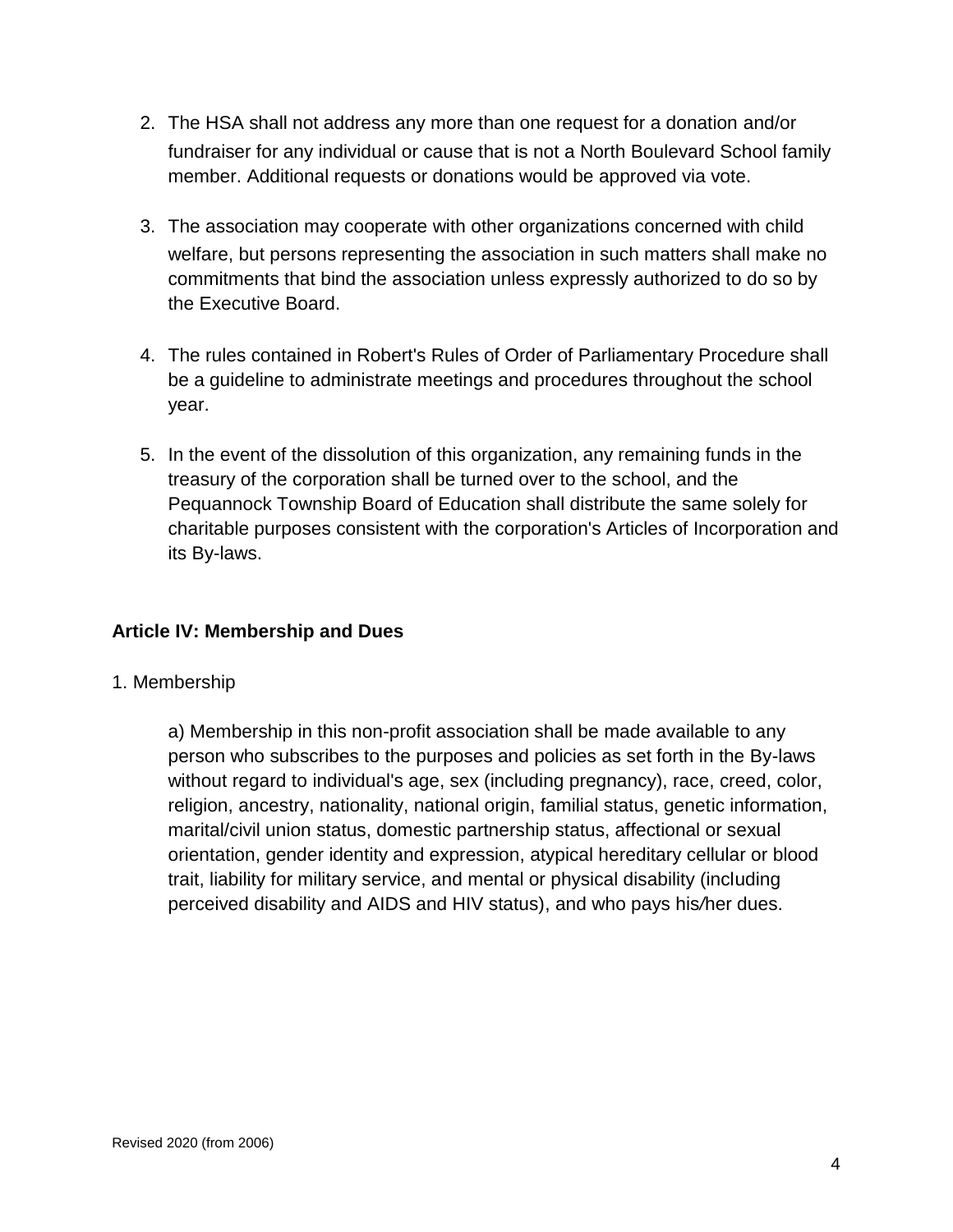2. The HSA shall not address any more than one request for a donation and/or fundraiser for any individual or cause that is not a North Boulevard School family member. Additional requests or donations would be approved via vote.

3. The association may cooperate with other organizations concerned with child welfare, but persons representing the association in such matters shall make no commitments that bind the association unless expressly authorized to do so by the Executive Board.

4. The rules contained in Robert's Rules of Order of Parliamentary Procedure shall be a guideline to administrate meetings and procedures throughout the school year.

5. In the event of the dissolution of this organization, any remaining funds in the treasury of the corporation shall be turned over to the school, and the Pequannock Township Board of Education shall distribute the same solely for charitable purposes consistent with the corporation's Articles of Incorporation and its By-laws.

**Article IV: Membership and Dues**

1. Membership

   a) Membership in this non-profit association shall be made available to any person who subscribes to the purposes and policies as set forth in the By-laws without regard to individual's age, sex (including pregnancy), race, creed, color, religion, ancestry, nationality, national origin, familial status, genetic information, marital/civil union status, domestic partnership status, affectional or sexual orientation, gender identity and expression, atypical hereditary cellular or blood trait, liability for military service, and mental or physical disability (including perceived disability and AIDS and HIV status), and who pays his/her dues.

Revised 2020 (from 2006)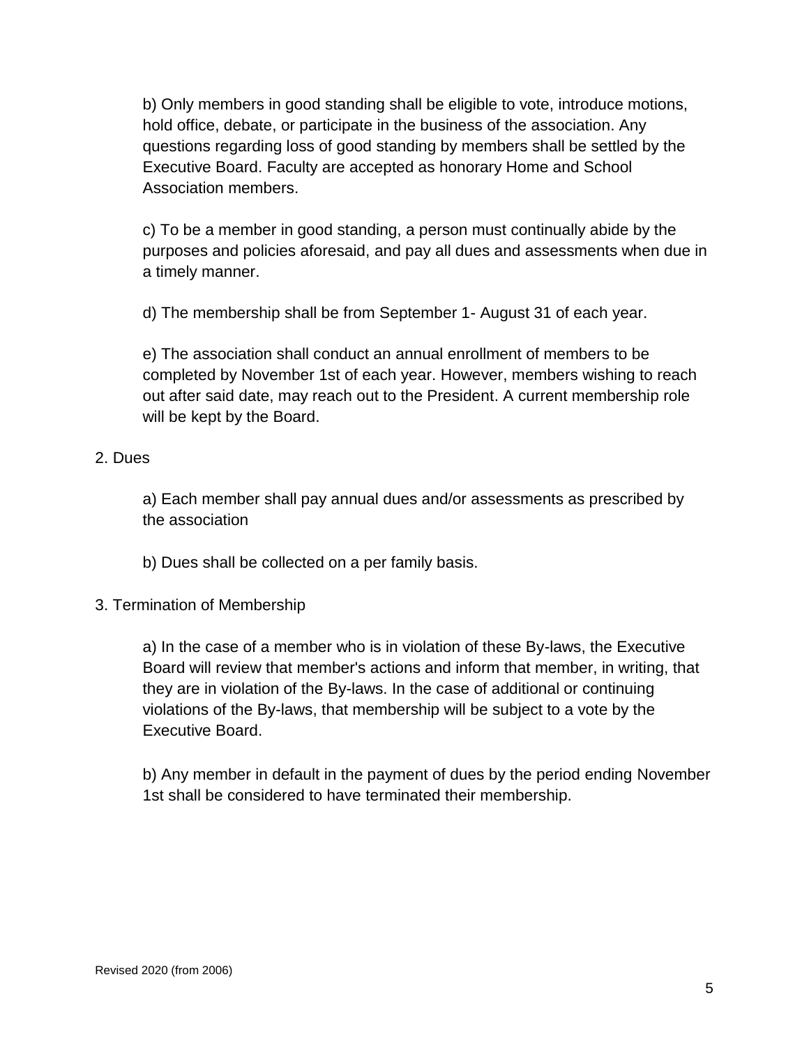b) Only members in good standing shall be eligible to vote, introduce motions, hold office, debate, or participate in the business of the association. Any questions regarding loss of good standing by members shall be settled by the Executive Board. Faculty are accepted as honorary Home and School Association members.

c) To be a member in good standing, a person must continually abide by the purposes and policies aforesaid, and pay all dues and assessments when due in a timely manner.

d) The membership shall be from September 1- August 31 of each year.

e) The association shall conduct an annual enrollment of members to be completed by November 1st of each year. However, members wishing to reach out after said date, may reach out to the President. A current membership role will be kept by the Board.

2. Dues

a) Each member shall pay annual dues and/or assessments as prescribed by the association

b) Dues shall be collected on a per family basis.

3. Termination of Membership

a) In the case of a member who is in violation of these By-laws, the Executive Board will review that member's actions and inform that member, in writing, that they are in violation of the By-laws. In the case of additional or continuing violations of the By-laws, that membership will be subject to a vote by the Executive Board.

b) Any member in default in the payment of dues by the period ending November 1st shall be considered to have terminated their membership.

Revised 2020 (from 2006)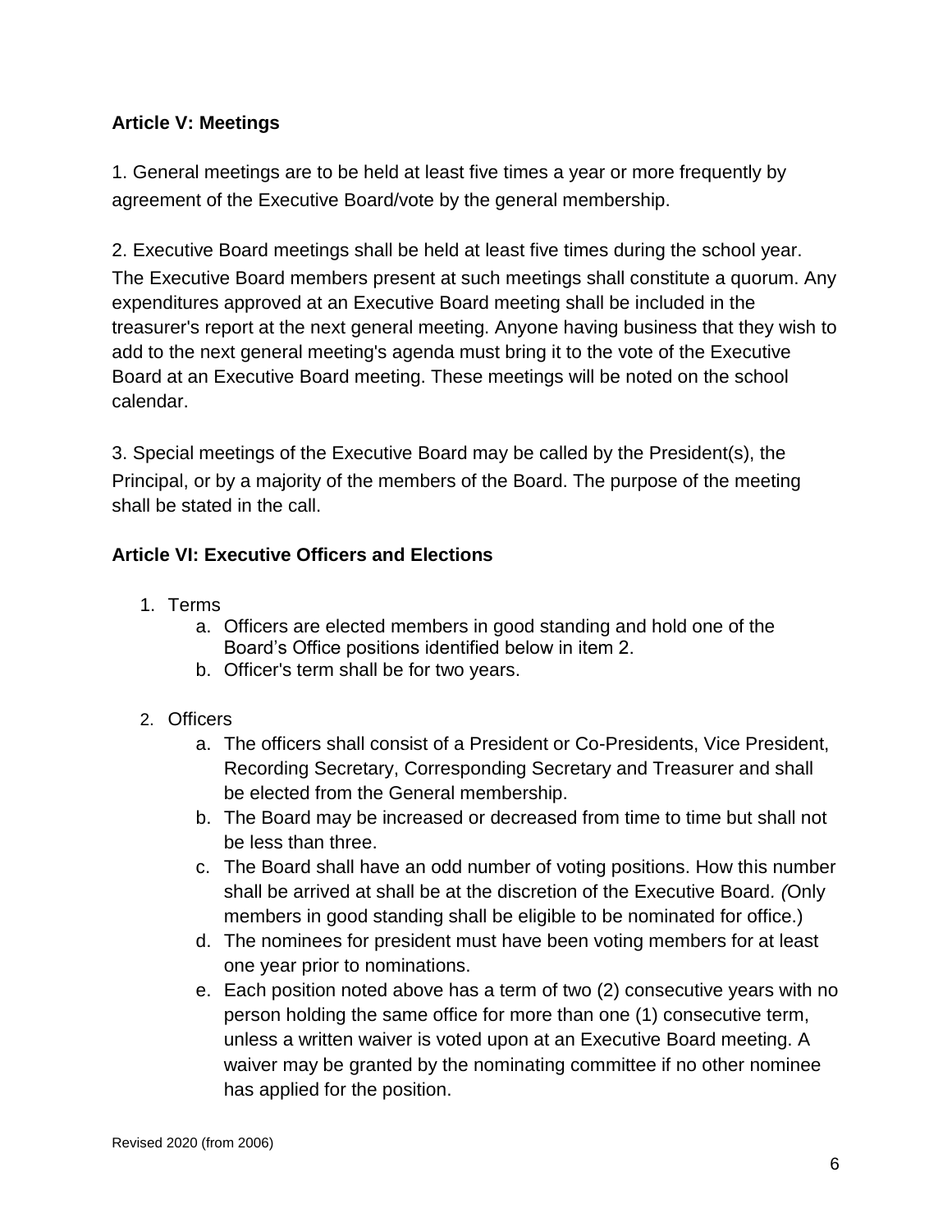**Article V: Meetings**

1. General meetings are to be held at least five times a year or more frequently by agreement of the Executive Board/vote by the general membership.

2. Executive Board meetings shall be held at least five times during the school year. The Executive Board members present at such meetings shall constitute a quorum. Any expenditures approved at an Executive Board meeting shall be included in the treasurer's report at the next general meeting. Anyone having business that they wish to add to the next general meeting's agenda must bring it to the vote of the Executive Board at an Executive Board meeting. These meetings will be noted on the school calendar.

3. Special meetings of the Executive Board may be called by the President(s), the Principal, or by a majority of the members of the Board. The purpose of the meeting shall be stated in the call.

**Article VI: Executive Officers and Elections**

1. Terms
    a. Officers are elected members in good standing and hold one of the Board's Office positions identified below in item 2.
    b. Officer's term shall be for two years.

2. Officers
    a. The officers shall consist of a President or Co-Presidents, Vice President, Recording Secretary, Corresponding Secretary and Treasurer and shall be elected from the General membership.
    b. The Board may be increased or decreased from time to time but shall not be less than three.
    c. The Board shall have an odd number of voting positions. How this number shall be arrived at shall be at the discretion of the Executive Board. *(*Only members in good standing shall be eligible to be nominated for office.)
    d. The nominees for president must have been voting members for at least one year prior to nominations.
    e. Each position noted above has a term of two (2) consecutive years with no person holding the same office for more than one (1) consecutive term, unless a written waiver is voted upon at an Executive Board meeting. A waiver may be granted by the nominating committee if no other nominee has applied for the position.

Revised 2020 (from 2006)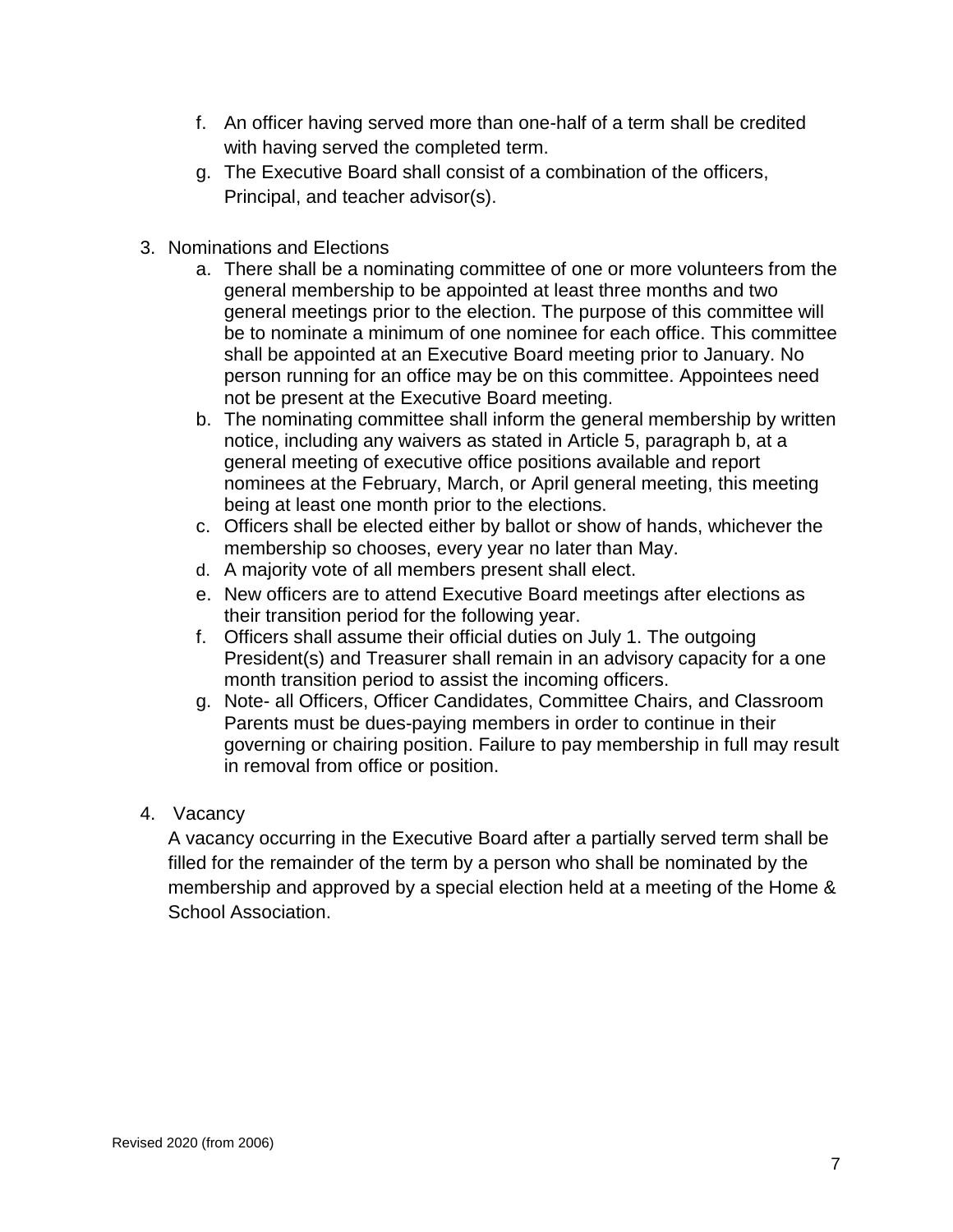f. An officer having served more than one-half of a term shall be credited with having served the completed term.
g. The Executive Board shall consist of a combination of the officers, Principal, and teacher advisor(s).

3. Nominations and Elections
   a. There shall be a nominating committee of one or more volunteers from the general membership to be appointed at least three months and two general meetings prior to the election. The purpose of this committee will be to nominate a minimum of one nominee for each office. This committee shall be appointed at an Executive Board meeting prior to January. No person running for an office may be on this committee. Appointees need not be present at the Executive Board meeting.
   b. The nominating committee shall inform the general membership by written notice, including any waivers as stated in Article 5, paragraph b, at a general meeting of executive office positions available and report nominees at the February, March, or April general meeting, this meeting being at least one month prior to the elections.
   c. Officers shall be elected either by ballot or show of hands, whichever the membership so chooses, every year no later than May.
   d. A majority vote of all members present shall elect.
   e. New officers are to attend Executive Board meetings after elections as their transition period for the following year.
   f. Officers shall assume their official duties on July 1. The outgoing President(s) and Treasurer shall remain in an advisory capacity for a one month transition period to assist the incoming officers.
   g. Note- all Officers, Officer Candidates, Committee Chairs, and Classroom Parents must be dues-paying members in order to continue in their governing or chairing position. Failure to pay membership in full may result in removal from office or position.

4. Vacancy

   A vacancy occurring in the Executive Board after a partially served term shall be filled for the remainder of the term by a person who shall be nominated by the membership and approved by a special election held at a meeting of the Home & School Association.

Revised 2020 (from 2006)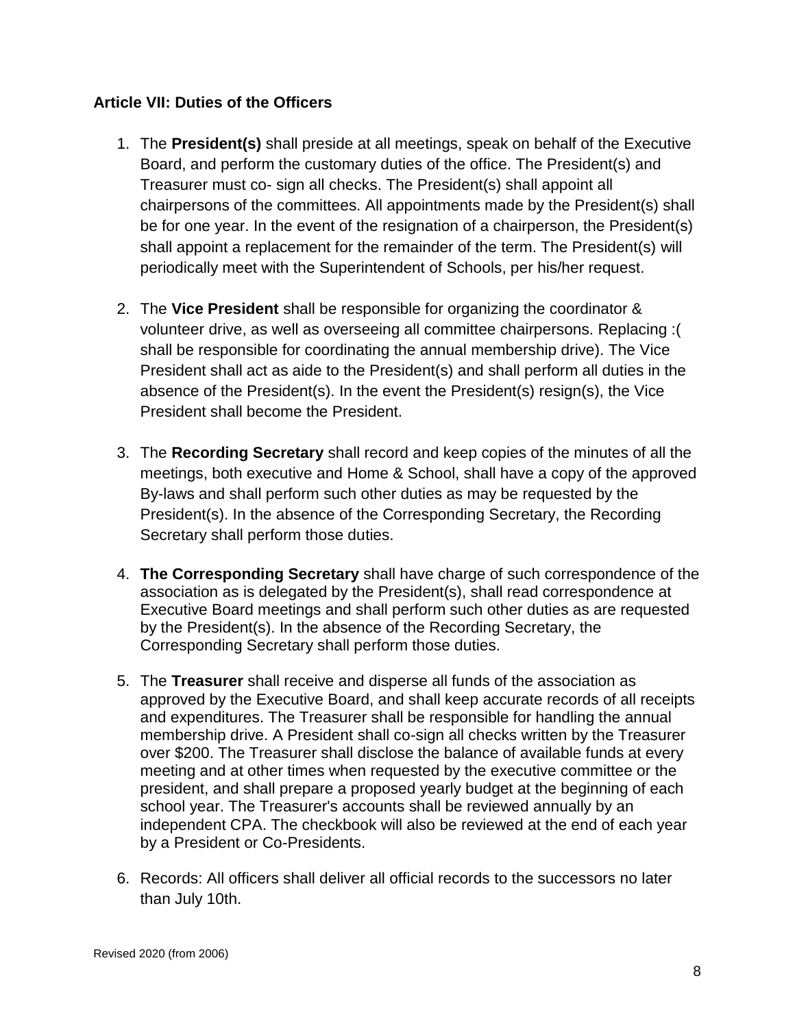**Article VII: Duties of the Officers**

1. The **President(s)** shall preside at all meetings, speak on behalf of the Executive Board, and perform the customary duties of the office. The President(s) and Treasurer must co- sign all checks. The President(s) shall appoint all chairpersons of the committees. All appointments made by the President(s) shall be for one year. In the event of the resignation of a chairperson, the President(s) shall appoint a replacement for the remainder of the term. The President(s) will periodically meet with the Superintendent of Schools, per his/her request.

2. The **Vice President** shall be responsible for organizing the coordinator & volunteer drive, as well as overseeing all committee chairpersons. Replacing :( shall be responsible for coordinating the annual membership drive). The Vice President shall act as aide to the President(s) and shall perform all duties in the absence of the President(s). In the event the President(s) resign(s), the Vice President shall become the President.

3. The **Recording Secretary** shall record and keep copies of the minutes of all the meetings, both executive and Home & School, shall have a copy of the approved By-laws and shall perform such other duties as may be requested by the President(s). In the absence of the Corresponding Secretary, the Recording Secretary shall perform those duties.

4. **The Corresponding Secretary** shall have charge of such correspondence of the association as is delegated by the President(s), shall read correspondence at Executive Board meetings and shall perform such other duties as are requested by the President(s). In the absence of the Recording Secretary, the Corresponding Secretary shall perform those duties.

5. The **Treasurer** shall receive and disperse all funds of the association as approved by the Executive Board, and shall keep accurate records of all receipts and expenditures. The Treasurer shall be responsible for handling the annual membership drive. A President shall co-sign all checks written by the Treasurer over $200. The Treasurer shall disclose the balance of available funds at every meeting and at other times when requested by the executive committee or the president, and shall prepare a proposed yearly budget at the beginning of each school year. The Treasurer's accounts shall be reviewed annually by an independent CPA. The checkbook will also be reviewed at the end of each year by a President or Co-Presidents.

6. Records: All officers shall deliver all official records to the successors no later than July 10th.

Revised 2020 (from 2006)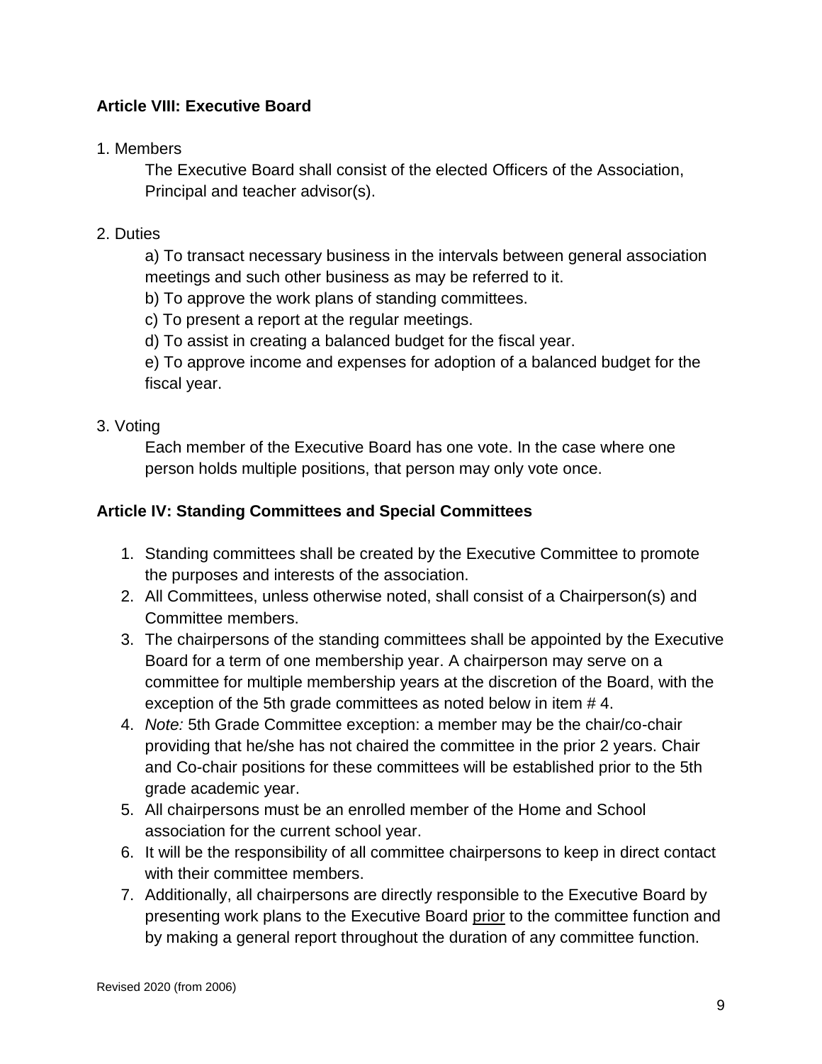**Article VIII: Executive Board**

1. Members

   The Executive Board shall consist of the elected Officers of the Association, Principal and teacher advisor(s).

2. Duties

   a) To transact necessary business in the intervals between general association meetings and such other business as may be referred to it.

   b) To approve the work plans of standing committees.

   c) To present a report at the regular meetings.

   d) To assist in creating a balanced budget for the fiscal year.

   e) To approve income and expenses for adoption of a balanced budget for the fiscal year.

3. Voting

   Each member of the Executive Board has one vote. In the case where one person holds multiple positions, that person may only vote once.

**Article IV: Standing Committees and Special Committees**

1. Standing committees shall be created by the Executive Committee to promote the purposes and interests of the association.
2. All Committees, unless otherwise noted, shall consist of a Chairperson(s) and Committee members.
3. The chairpersons of the standing committees shall be appointed by the Executive Board for a term of one membership year. A chairperson may serve on a committee for multiple membership years at the discretion of the Board, with the exception of the 5th grade committees as noted below in item # 4.
4. *Note:* 5th Grade Committee exception: a member may be the chair/co-chair providing that he/she has not chaired the committee in the prior 2 years. Chair and Co-chair positions for these committees will be established prior to the 5th grade academic year.
5. All chairpersons must be an enrolled member of the Home and School association for the current school year.
6. It will be the responsibility of all committee chairpersons to keep in direct contact with their committee members.
7. Additionally, all chairpersons are directly responsible to the Executive Board by presenting work plans to the Executive Board <u>prior</u> to the committee function and by making a general report throughout the duration of any committee function.

Revised 2020 (from 2006)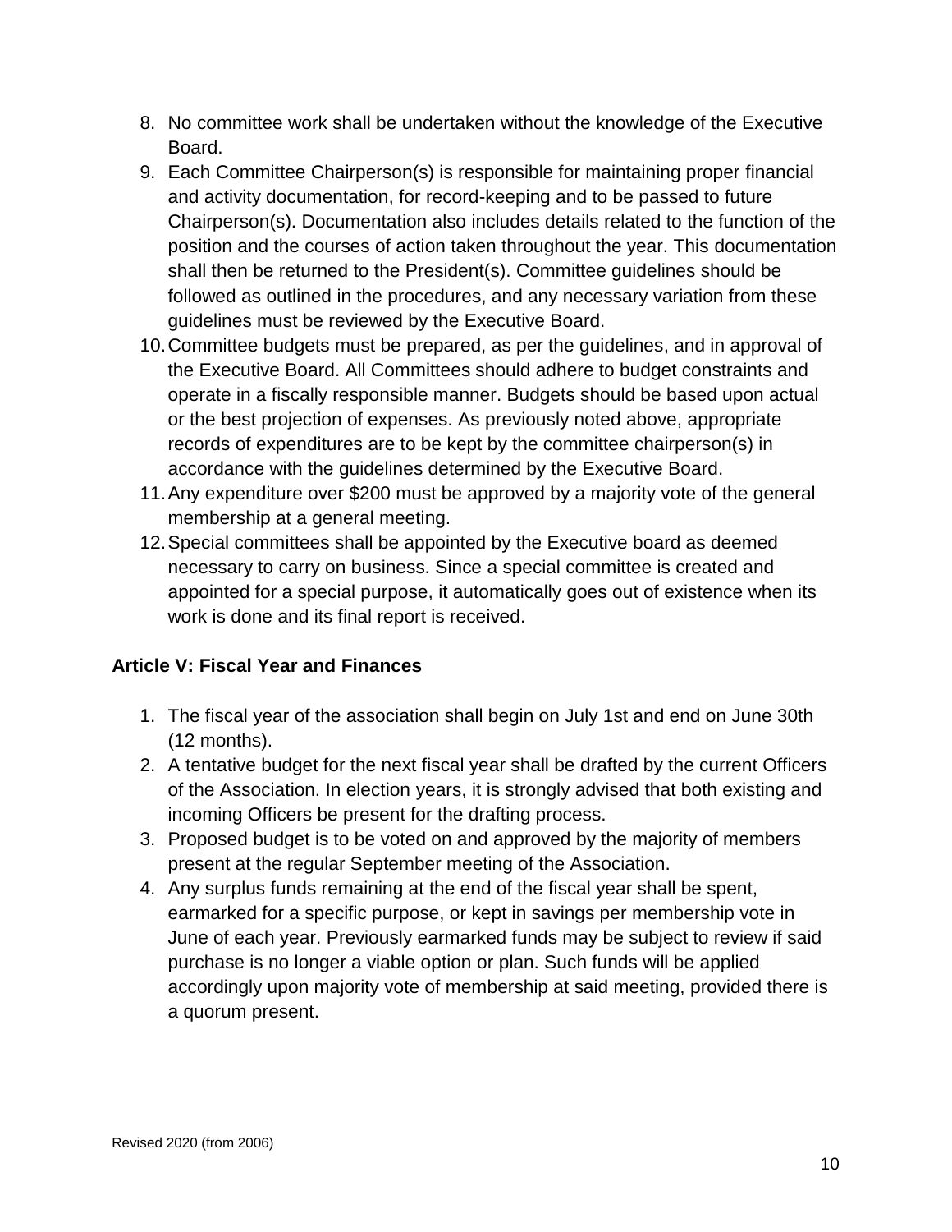8. No committee work shall be undertaken without the knowledge of the Executive Board.
9. Each Committee Chairperson(s) is responsible for maintaining proper financial and activity documentation, for record-keeping and to be passed to future Chairperson(s). Documentation also includes details related to the function of the position and the courses of action taken throughout the year. This documentation shall then be returned to the President(s). Committee guidelines should be followed as outlined in the procedures, and any necessary variation from these guidelines must be reviewed by the Executive Board.
10. Committee budgets must be prepared, as per the guidelines, and in approval of the Executive Board. All Committees should adhere to budget constraints and operate in a fiscally responsible manner. Budgets should be based upon actual or the best projection of expenses. As previously noted above, appropriate records of expenditures are to be kept by the committee chairperson(s) in accordance with the guidelines determined by the Executive Board.
11. Any expenditure over $200 must be approved by a majority vote of the general membership at a general meeting.
12. Special committees shall be appointed by the Executive board as deemed necessary to carry on business. Since a special committee is created and appointed for a special purpose, it automatically goes out of existence when its work is done and its final report is received.

**Article V: Fiscal Year and Finances**

1. The fiscal year of the association shall begin on July 1st and end on June 30th (12 months).
2. A tentative budget for the next fiscal year shall be drafted by the current Officers of the Association. In election years, it is strongly advised that both existing and incoming Officers be present for the drafting process.
3. Proposed budget is to be voted on and approved by the majority of members present at the regular September meeting of the Association.
4. Any surplus funds remaining at the end of the fiscal year shall be spent, earmarked for a specific purpose, or kept in savings per membership vote in June of each year. Previously earmarked funds may be subject to review if said purchase is no longer a viable option or plan. Such funds will be applied accordingly upon majority vote of membership at said meeting, provided there is a quorum present.

Revised 2020 (from 2006)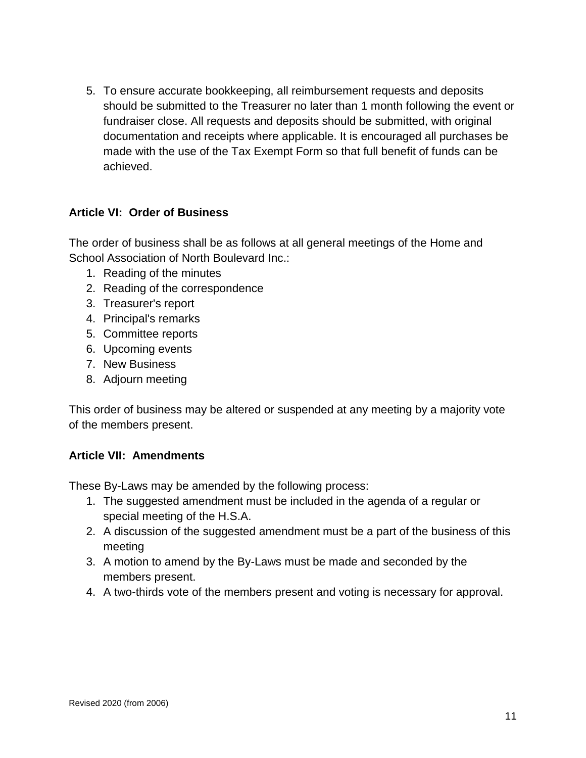5. To ensure accurate bookkeeping, all reimbursement requests and deposits should be submitted to the Treasurer no later than 1 month following the event or fundraiser close. All requests and deposits should be submitted, with original documentation and receipts where applicable. It is encouraged all purchases be made with the use of the Tax Exempt Form so that full benefit of funds can be achieved.

**Article VI: Order of Business**

The order of business shall be as follows at all general meetings of the Home and School Association of North Boulevard Inc.:

1. Reading of the minutes
2. Reading of the correspondence
3. Treasurer's report
4. Principal's remarks
5. Committee reports
6. Upcoming events
7. New Business
8. Adjourn meeting

This order of business may be altered or suspended at any meeting by a majority vote of the members present.

**Article VII: Amendments**

These By-Laws may be amended by the following process:

1. The suggested amendment must be included in the agenda of a regular or special meeting of the H.S.A.
2. A discussion of the suggested amendment must be a part of the business of this meeting
3. A motion to amend by the By-Laws must be made and seconded by the members present.
4. A two-thirds vote of the members present and voting is necessary for approval.

Revised 2020 (from 2006)